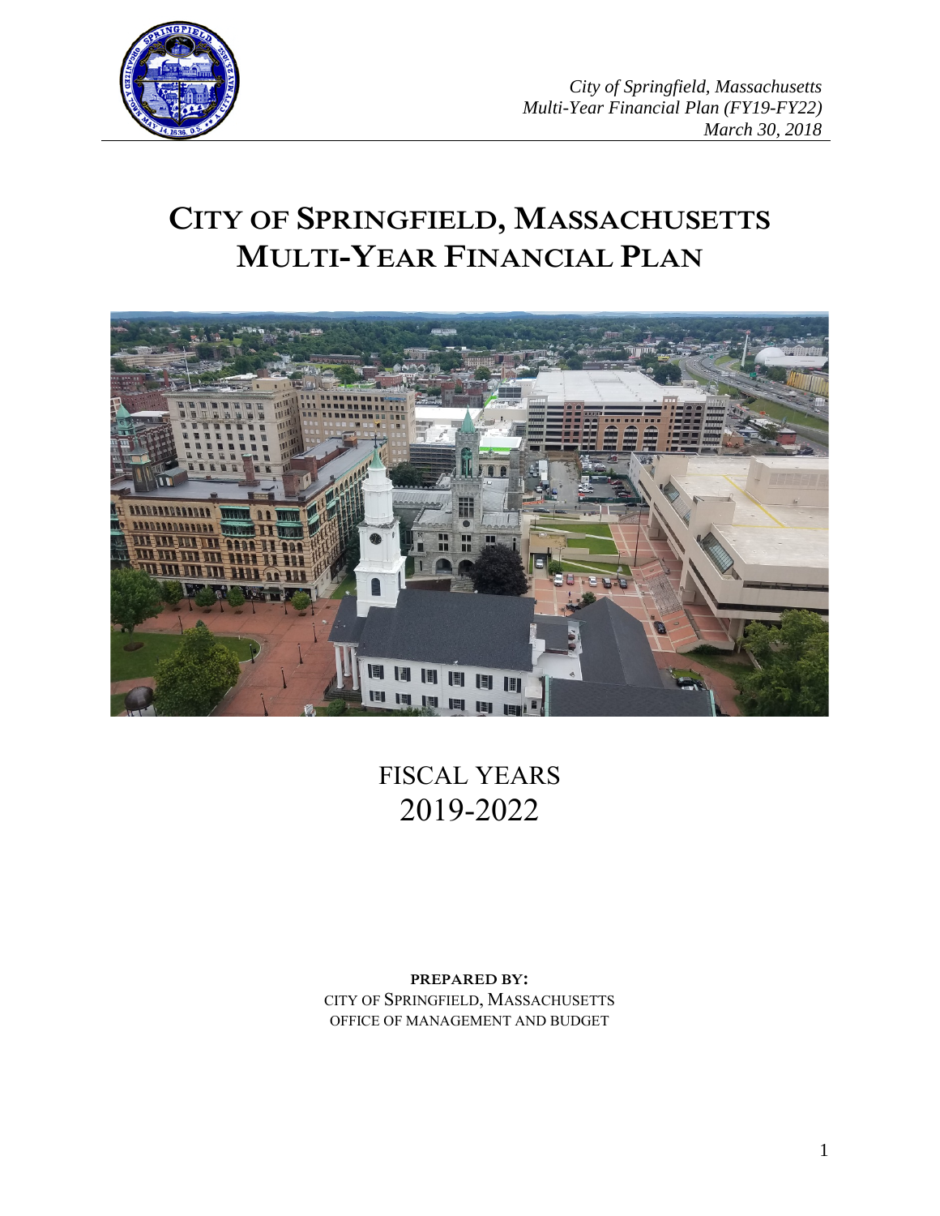*City of Springfield, Massachusetts*
*Multi-Year Financial Plan (FY19-FY22)*
*March 30, 2018*

# CITY OF SPRINGFIELD, MASSACHUSETTS MULTI-YEAR FINANCIAL PLAN

FISCAL YEARS
2019-2022

**PREPARED BY:**
CITY OF SPRINGFIELD, MASSACHUSETTS
OFFICE OF MANAGEMENT AND BUDGET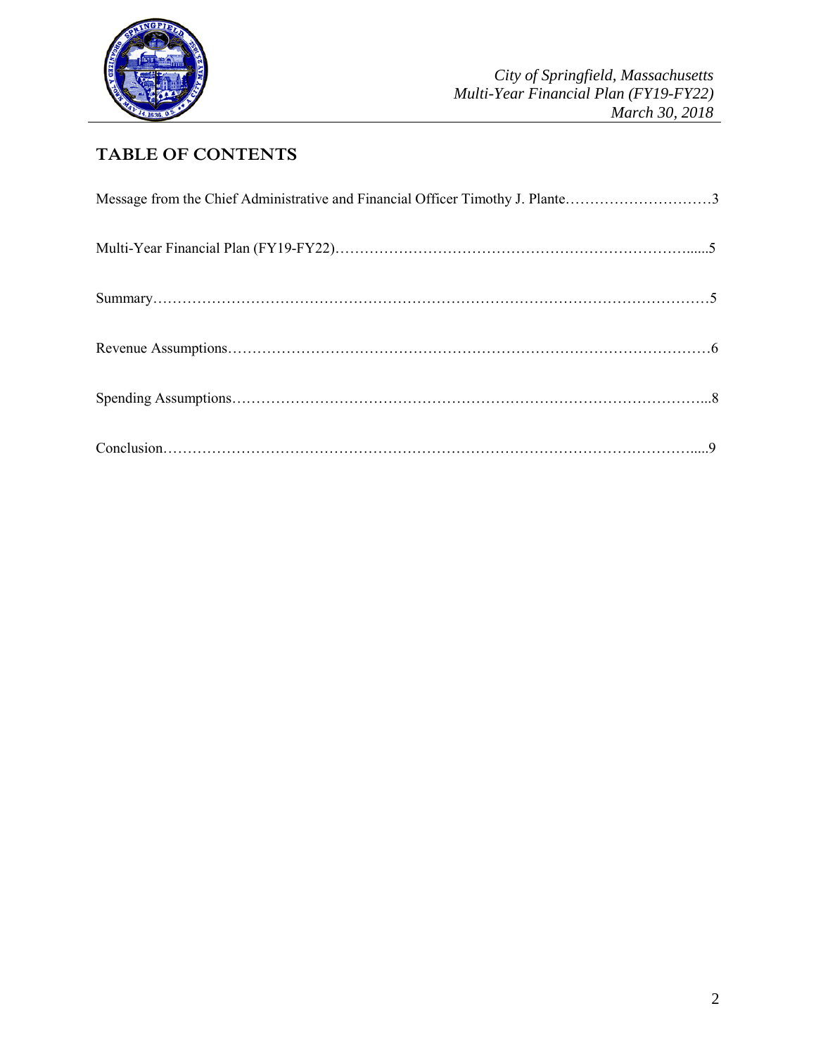# TABLE OF CONTENTS

Message from the Chief Administrative and Financial Officer Timothy J. Plante…………………………3

Multi-Year Financial Plan (FY19-FY22)……………………………………………………………......5

Summary…………………………………………………………………………………………………5

Revenue Assumptions……………………………………………………………………………………6

Spending Assumptions…………………………………………………………………………………...8

Conclusion……………………………………………………………………………………………......9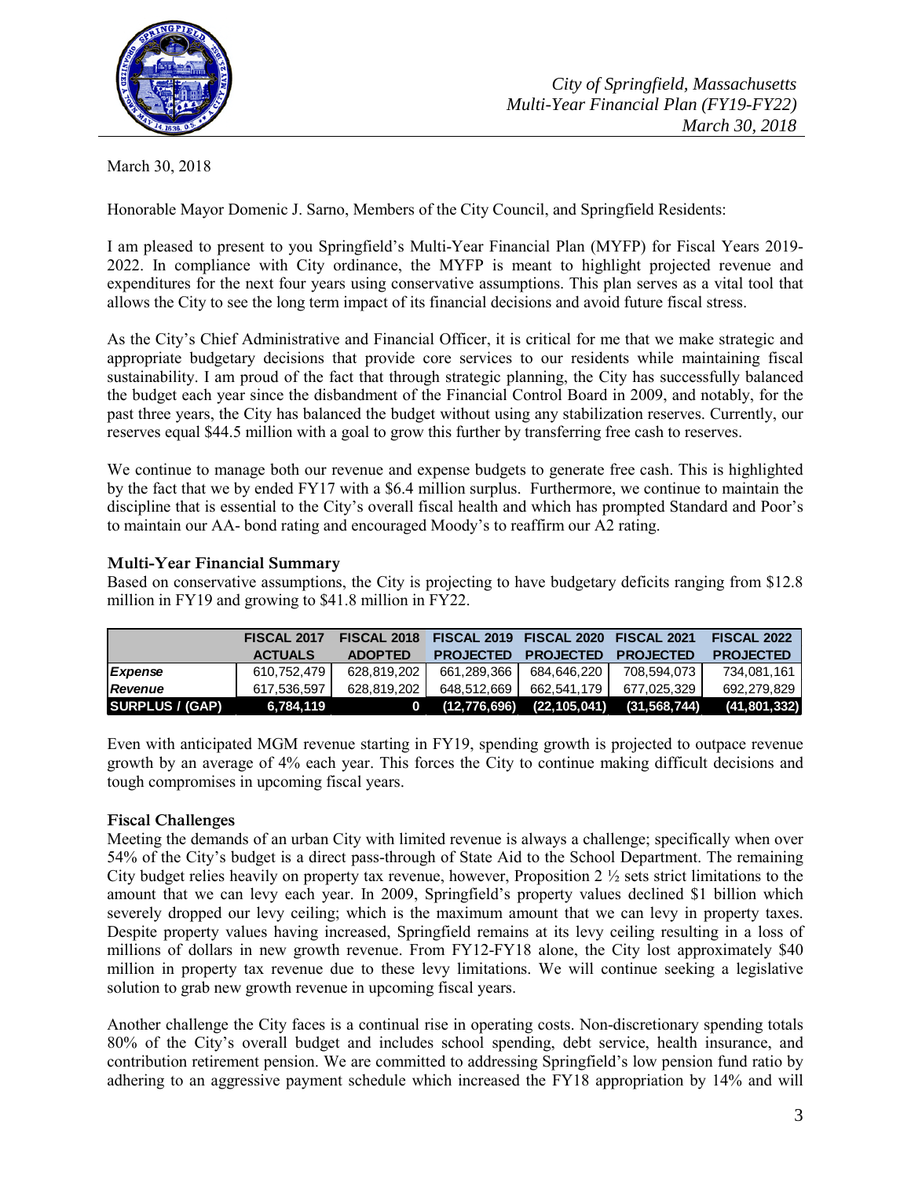March 30, 2018

Honorable Mayor Domenic J. Sarno, Members of the City Council, and Springfield Residents:

I am pleased to present to you Springfield's Multi-Year Financial Plan (MYFP) for Fiscal Years 2019-2022. In compliance with City ordinance, the MYFP is meant to highlight projected revenue and expenditures for the next four years using conservative assumptions. This plan serves as a vital tool that allows the City to see the long term impact of its financial decisions and avoid future fiscal stress.

As the City's Chief Administrative and Financial Officer, it is critical for me that we make strategic and appropriate budgetary decisions that provide core services to our residents while maintaining fiscal sustainability. I am proud of the fact that through strategic planning, the City has successfully balanced the budget each year since the disbandment of the Financial Control Board in 2009, and notably, for the past three years, the City has balanced the budget without using any stabilization reserves. Currently, our reserves equal $44.5 million with a goal to grow this further by transferring free cash to reserves.

We continue to manage both our revenue and expense budgets to generate free cash. This is highlighted by the fact that we by ended FY17 with a $6.4 million surplus. Furthermore, we continue to maintain the discipline that is essential to the City's overall fiscal health and which has prompted Standard and Poor's to maintain our AA- bond rating and encouraged Moody's to reaffirm our A2 rating.

### Multi-Year Financial Summary

Based on conservative assumptions, the City is projecting to have budgetary deficits ranging from $12.8 million in FY19 and growing to $41.8 million in FY22.

| | FISCAL 2017 ACTUALS | FISCAL 2018 ADOPTED | FISCAL 2019 PROJECTED | FISCAL 2020 PROJECTED | FISCAL 2021 PROJECTED | FISCAL 2022 PROJECTED |
|---|---|---|---|---|---|---|
| ***Expense*** | 610,752,479 | 628,819,202 | 661,289,366 | 684,646,220 | 708,594,073 | 734,081,161 |
| ***Revenue*** | 617,536,597 | 628,819,202 | 648,512,669 | 662,541,179 | 677,025,329 | 692,279,829 |
| **SURPLUS / (GAP)** | **6,784,119** | **0** | **(12,776,696)** | **(22,105,041)** | **(31,568,744)** | **(41,801,332)** |

Even with anticipated MGM revenue starting in FY19, spending growth is projected to outpace revenue growth by an average of 4% each year. This forces the City to continue making difficult decisions and tough compromises in upcoming fiscal years.

### Fiscal Challenges

Meeting the demands of an urban City with limited revenue is always a challenge; specifically when over 54% of the City's budget is a direct pass-through of State Aid to the School Department. The remaining City budget relies heavily on property tax revenue, however, Proposition 2 ½ sets strict limitations to the amount that we can levy each year. In 2009, Springfield's property values declined $1 billion which severely dropped our levy ceiling; which is the maximum amount that we can levy in property taxes. Despite property values having increased, Springfield remains at its levy ceiling resulting in a loss of millions of dollars in new growth revenue. From FY12-FY18 alone, the City lost approximately $40 million in property tax revenue due to these levy limitations. We will continue seeking a legislative solution to grab new growth revenue in upcoming fiscal years.

Another challenge the City faces is a continual rise in operating costs. Non-discretionary spending totals 80% of the City's overall budget and includes school spending, debt service, health insurance, and contribution retirement pension. We are committed to addressing Springfield's low pension fund ratio by adhering to an aggressive payment schedule which increased the FY18 appropriation by 14% and will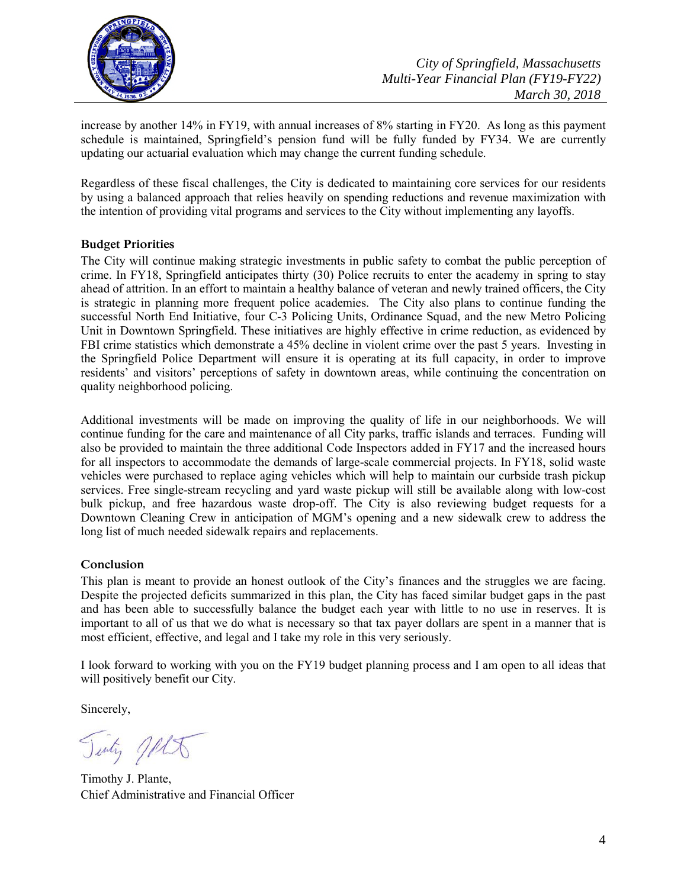increase by another 14% in FY19, with annual increases of 8% starting in FY20. As long as this payment schedule is maintained, Springfield's pension fund will be fully funded by FY34. We are currently updating our actuarial evaluation which may change the current funding schedule.

Regardless of these fiscal challenges, the City is dedicated to maintaining core services for our residents by using a balanced approach that relies heavily on spending reductions and revenue maximization with the intention of providing vital programs and services to the City without implementing any layoffs.

## Budget Priorities

The City will continue making strategic investments in public safety to combat the public perception of crime. In FY18, Springfield anticipates thirty (30) Police recruits to enter the academy in spring to stay ahead of attrition. In an effort to maintain a healthy balance of veteran and newly trained officers, the City is strategic in planning more frequent police academies. The City also plans to continue funding the successful North End Initiative, four C-3 Policing Units, Ordinance Squad, and the new Metro Policing Unit in Downtown Springfield. These initiatives are highly effective in crime reduction, as evidenced by FBI crime statistics which demonstrate a 45% decline in violent crime over the past 5 years. Investing in the Springfield Police Department will ensure it is operating at its full capacity, in order to improve residents' and visitors' perceptions of safety in downtown areas, while continuing the concentration on quality neighborhood policing.

Additional investments will be made on improving the quality of life in our neighborhoods. We will continue funding for the care and maintenance of all City parks, traffic islands and terraces. Funding will also be provided to maintain the three additional Code Inspectors added in FY17 and the increased hours for all inspectors to accommodate the demands of large-scale commercial projects. In FY18, solid waste vehicles were purchased to replace aging vehicles which will help to maintain our curbside trash pickup services. Free single-stream recycling and yard waste pickup will still be available along with low-cost bulk pickup, and free hazardous waste drop-off. The City is also reviewing budget requests for a Downtown Cleaning Crew in anticipation of MGM's opening and a new sidewalk crew to address the long list of much needed sidewalk repairs and replacements.

## Conclusion

This plan is meant to provide an honest outlook of the City's finances and the struggles we are facing. Despite the projected deficits summarized in this plan, the City has faced similar budget gaps in the past and has been able to successfully balance the budget each year with little to no use in reserves. It is important to all of us that we do what is necessary so that tax payer dollars are spent in a manner that is most efficient, effective, and legal and I take my role in this very seriously.

I look forward to working with you on the FY19 budget planning process and I am open to all ideas that will positively benefit our City.

Sincerely,

Timothy J. Plante,
Chief Administrative and Financial Officer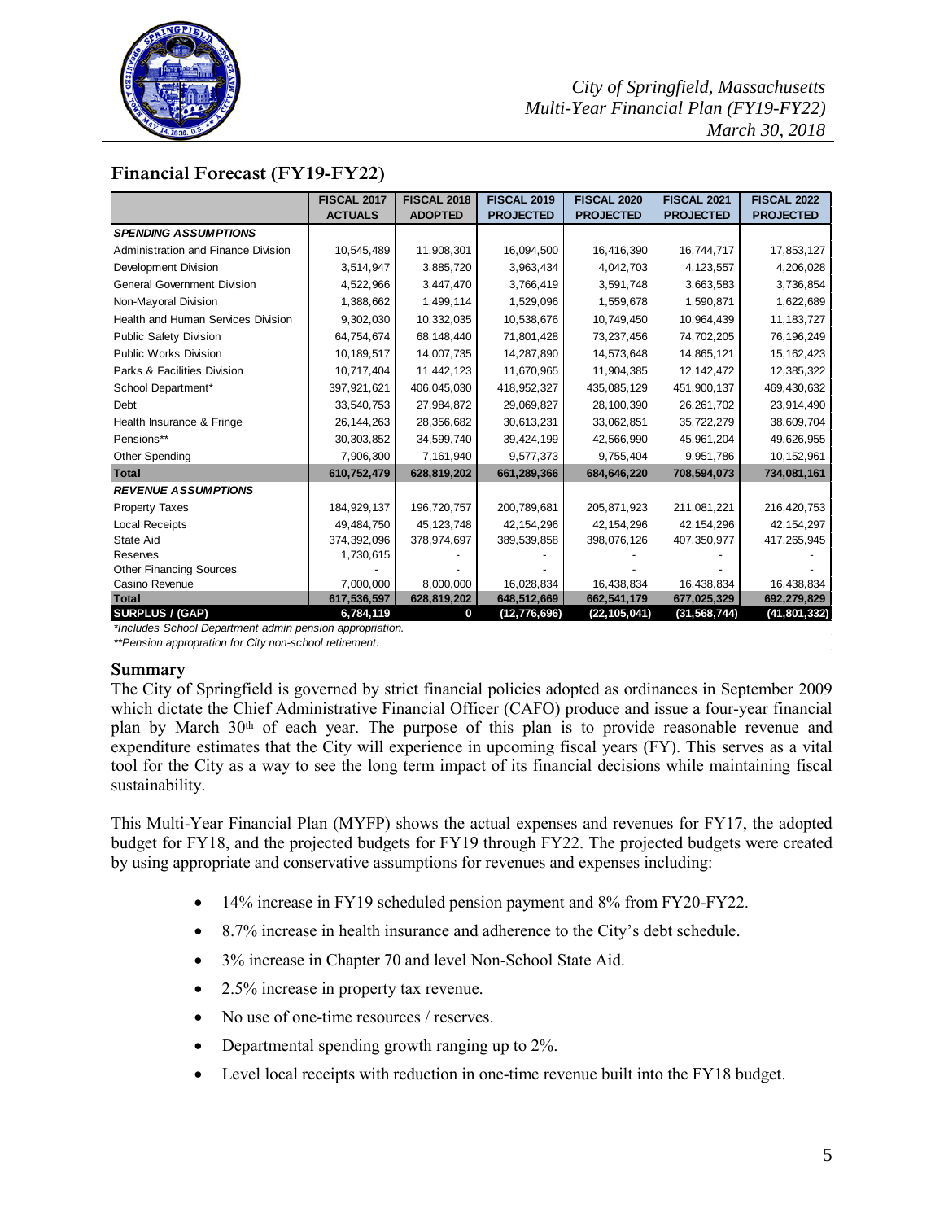## Financial Forecast (FY19-FY22)

| | FISCAL 2017 ACTUALS | FISCAL 2018 ADOPTED | FISCAL 2019 PROJECTED | FISCAL 2020 PROJECTED | FISCAL 2021 PROJECTED | FISCAL 2022 PROJECTED |
|---|---|---|---|---|---|---|
| ***SPENDING ASSUMPTIONS*** | | | | | | |
| Administration and Finance Division | 10,545,489 | 11,908,301 | 16,094,500 | 16,416,390 | 16,744,717 | 17,853,127 |
| Development Division | 3,514,947 | 3,885,720 | 3,963,434 | 4,042,703 | 4,123,557 | 4,206,028 |
| General Government Division | 4,522,966 | 3,447,470 | 3,766,419 | 3,591,748 | 3,663,583 | 3,736,854 |
| Non-Mayoral Division | 1,388,662 | 1,499,114 | 1,529,096 | 1,559,678 | 1,590,871 | 1,622,689 |
| Health and Human Services Division | 9,302,030 | 10,332,035 | 10,538,676 | 10,749,450 | 10,964,439 | 11,183,727 |
| Public Safety Division | 64,754,674 | 68,148,440 | 71,801,428 | 73,237,456 | 74,702,205 | 76,196,249 |
| Public Works Division | 10,189,517 | 14,007,735 | 14,287,890 | 14,573,648 | 14,865,121 | 15,162,423 |
| Parks & Facilities Division | 10,717,404 | 11,442,123 | 11,670,965 | 11,904,385 | 12,142,472 | 12,385,322 |
| School Department* | 397,921,621 | 406,045,030 | 418,952,327 | 435,085,129 | 451,900,137 | 469,430,632 |
| Debt | 33,540,753 | 27,984,872 | 29,069,827 | 28,100,390 | 26,261,702 | 23,914,490 |
| Health Insurance & Fringe | 26,144,263 | 28,356,682 | 30,613,231 | 33,062,851 | 35,722,279 | 38,609,704 |
| Pensions** | 30,303,852 | 34,599,740 | 39,424,199 | 42,566,990 | 45,961,204 | 49,626,955 |
| Other Spending | 7,906,300 | 7,161,940 | 9,577,373 | 9,755,404 | 9,951,786 | 10,152,961 |
| **Total** | **610,752,479** | **628,819,202** | **661,289,366** | **684,646,220** | **708,594,073** | **734,081,161** |
| ***REVENUE ASSUMPTIONS*** | | | | | | |
| Property Taxes | 184,929,137 | 196,720,757 | 200,789,681 | 205,871,923 | 211,081,221 | 216,420,753 |
| Local Receipts | 49,484,750 | 45,123,748 | 42,154,296 | 42,154,296 | 42,154,296 | 42,154,297 |
| State Aid | 374,392,096 | 378,974,697 | 389,539,858 | 398,076,126 | 407,350,977 | 417,265,945 |
| Reserves | 1,730,615 | - | - | - | - | - |
| Other Financing Sources | - | - | - | - | - | - |
| Casino Revenue | 7,000,000 | 8,000,000 | 16,028,834 | 16,438,834 | 16,438,834 | 16,438,834 |
| **Total** | **617,536,597** | **628,819,202** | **648,512,669** | **662,541,179** | **677,025,329** | **692,279,829** |
| **SURPLUS / (GAP)** | **6,784,119** | **0** | **(12,776,696)** | **(22,105,041)** | **(31,568,744)** | **(41,801,332)** |

*\*Includes School Department admin pension appropriation.*

*\*\*Pension appropriation for City non-school retirement.*

### Summary

The City of Springfield is governed by strict financial policies adopted as ordinances in September 2009 which dictate the Chief Administrative Financial Officer (CAFO) produce and issue a four-year financial plan by March 30th of each year. The purpose of this plan is to provide reasonable revenue and expenditure estimates that the City will experience in upcoming fiscal years (FY). This serves as a vital tool for the City as a way to see the long term impact of its financial decisions while maintaining fiscal sustainability.

This Multi-Year Financial Plan (MYFP) shows the actual expenses and revenues for FY17, the adopted budget for FY18, and the projected budgets for FY19 through FY22. The projected budgets were created by using appropriate and conservative assumptions for revenues and expenses including:

- 14% increase in FY19 scheduled pension payment and 8% from FY20-FY22.
- 8.7% increase in health insurance and adherence to the City's debt schedule.
- 3% increase in Chapter 70 and level Non-School State Aid.
- 2.5% increase in property tax revenue.
- No use of one-time resources / reserves.
- Departmental spending growth ranging up to 2%.
- Level local receipts with reduction in one-time revenue built into the FY18 budget.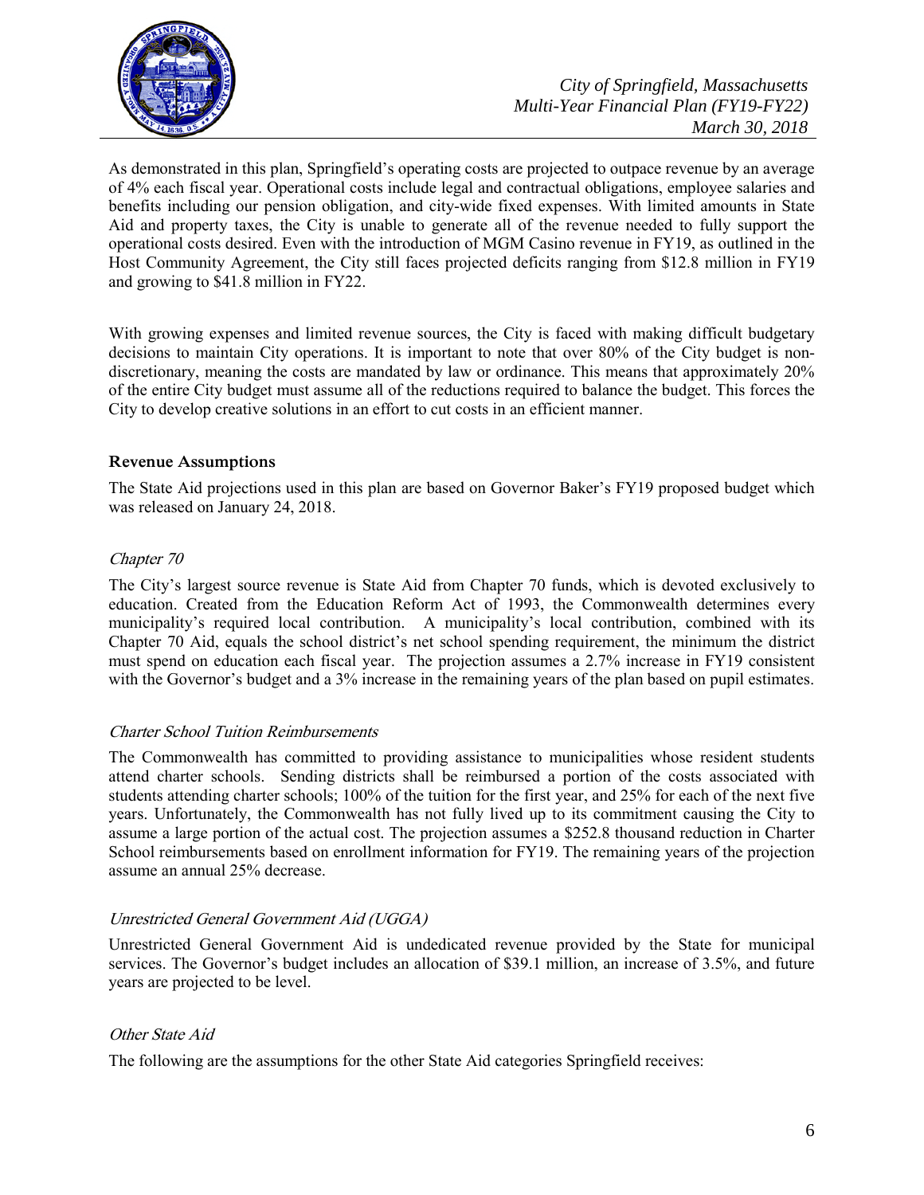As demonstrated in this plan, Springfield's operating costs are projected to outpace revenue by an average of 4% each fiscal year. Operational costs include legal and contractual obligations, employee salaries and benefits including our pension obligation, and city-wide fixed expenses. With limited amounts in State Aid and property taxes, the City is unable to generate all of the revenue needed to fully support the operational costs desired. Even with the introduction of MGM Casino revenue in FY19, as outlined in the Host Community Agreement, the City still faces projected deficits ranging from $12.8 million in FY19 and growing to $41.8 million in FY22.

With growing expenses and limited revenue sources, the City is faced with making difficult budgetary decisions to maintain City operations. It is important to note that over 80% of the City budget is non-discretionary, meaning the costs are mandated by law or ordinance. This means that approximately 20% of the entire City budget must assume all of the reductions required to balance the budget. This forces the City to develop creative solutions in an effort to cut costs in an efficient manner.

## Revenue Assumptions

The State Aid projections used in this plan are based on Governor Baker's FY19 proposed budget which was released on January 24, 2018.

### *Chapter 70*

The City's largest source revenue is State Aid from Chapter 70 funds, which is devoted exclusively to education. Created from the Education Reform Act of 1993, the Commonwealth determines every municipality's required local contribution. A municipality's local contribution, combined with its Chapter 70 Aid, equals the school district's net school spending requirement, the minimum the district must spend on education each fiscal year. The projection assumes a 2.7% increase in FY19 consistent with the Governor's budget and a 3% increase in the remaining years of the plan based on pupil estimates.

### *Charter School Tuition Reimbursements*

The Commonwealth has committed to providing assistance to municipalities whose resident students attend charter schools. Sending districts shall be reimbursed a portion of the costs associated with students attending charter schools; 100% of the tuition for the first year, and 25% for each of the next five years. Unfortunately, the Commonwealth has not fully lived up to its commitment causing the City to assume a large portion of the actual cost. The projection assumes a $252.8 thousand reduction in Charter School reimbursements based on enrollment information for FY19. The remaining years of the projection assume an annual 25% decrease.

### *Unrestricted General Government Aid (UGGA)*

Unrestricted General Government Aid is undedicated revenue provided by the State for municipal services. The Governor's budget includes an allocation of $39.1 million, an increase of 3.5%, and future years are projected to be level.

### *Other State Aid*

The following are the assumptions for the other State Aid categories Springfield receives: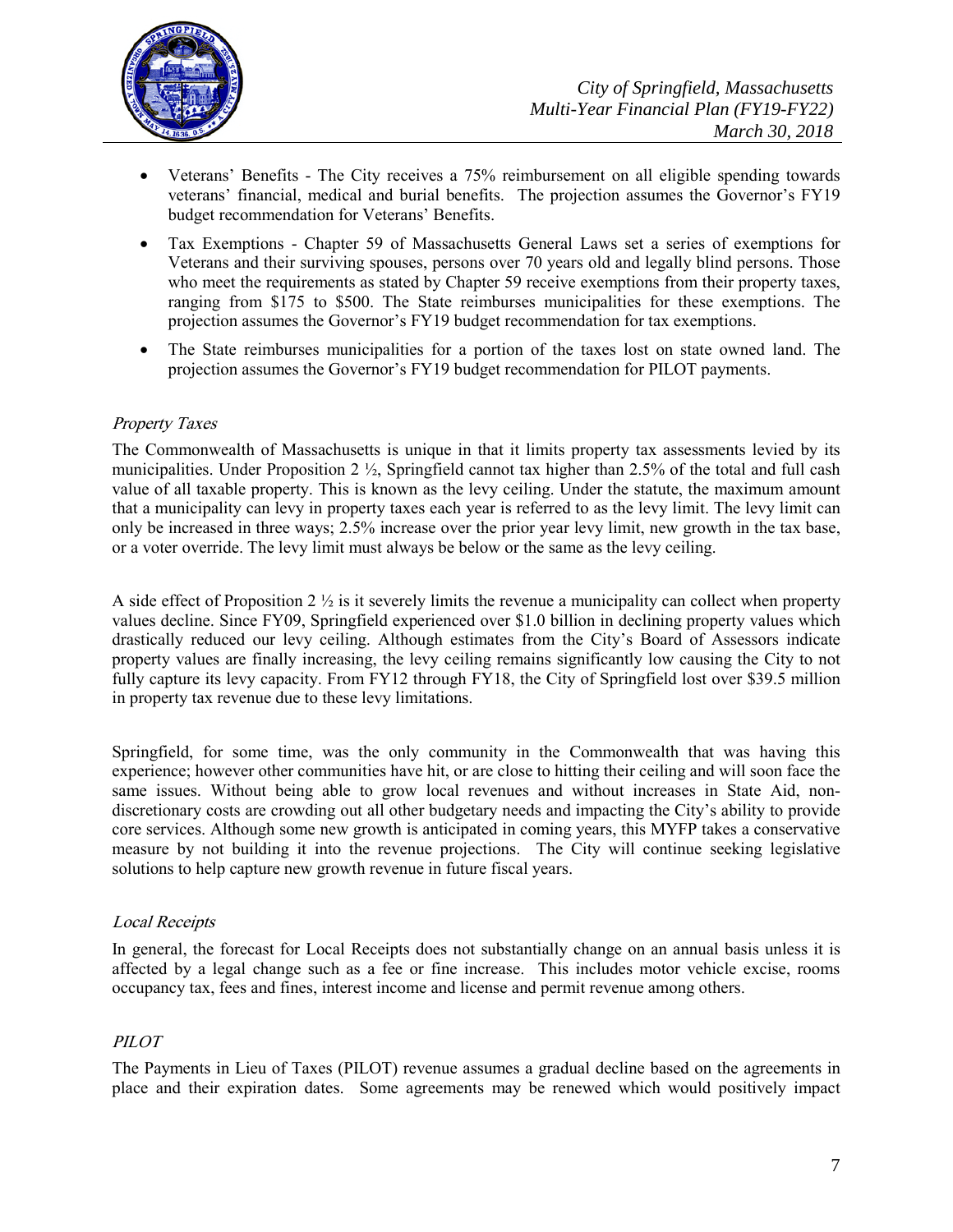- Veterans' Benefits - The City receives a 75% reimbursement on all eligible spending towards veterans' financial, medical and burial benefits. The projection assumes the Governor's FY19 budget recommendation for Veterans' Benefits.
- Tax Exemptions - Chapter 59 of Massachusetts General Laws set a series of exemptions for Veterans and their surviving spouses, persons over 70 years old and legally blind persons. Those who meet the requirements as stated by Chapter 59 receive exemptions from their property taxes, ranging from $175 to $500. The State reimburses municipalities for these exemptions. The projection assumes the Governor's FY19 budget recommendation for tax exemptions.
- The State reimburses municipalities for a portion of the taxes lost on state owned land. The projection assumes the Governor's FY19 budget recommendation for PILOT payments.

### *Property Taxes*

The Commonwealth of Massachusetts is unique in that it limits property tax assessments levied by its municipalities. Under Proposition 2 ½, Springfield cannot tax higher than 2.5% of the total and full cash value of all taxable property. This is known as the levy ceiling. Under the statute, the maximum amount that a municipality can levy in property taxes each year is referred to as the levy limit. The levy limit can only be increased in three ways; 2.5% increase over the prior year levy limit, new growth in the tax base, or a voter override. The levy limit must always be below or the same as the levy ceiling.

A side effect of Proposition 2 ½ is it severely limits the revenue a municipality can collect when property values decline. Since FY09, Springfield experienced over $1.0 billion in declining property values which drastically reduced our levy ceiling. Although estimates from the City's Board of Assessors indicate property values are finally increasing, the levy ceiling remains significantly low causing the City to not fully capture its levy capacity. From FY12 through FY18, the City of Springfield lost over $39.5 million in property tax revenue due to these levy limitations.

Springfield, for some time, was the only community in the Commonwealth that was having this experience; however other communities have hit, or are close to hitting their ceiling and will soon face the same issues. Without being able to grow local revenues and without increases in State Aid, non-discretionary costs are crowding out all other budgetary needs and impacting the City's ability to provide core services. Although some new growth is anticipated in coming years, this MYFP takes a conservative measure by not building it into the revenue projections. The City will continue seeking legislative solutions to help capture new growth revenue in future fiscal years.

### *Local Receipts*

In general, the forecast for Local Receipts does not substantially change on an annual basis unless it is affected by a legal change such as a fee or fine increase. This includes motor vehicle excise, rooms occupancy tax, fees and fines, interest income and license and permit revenue among others.

### *PILOT*

The Payments in Lieu of Taxes (PILOT) revenue assumes a gradual decline based on the agreements in place and their expiration dates. Some agreements may be renewed which would positively impact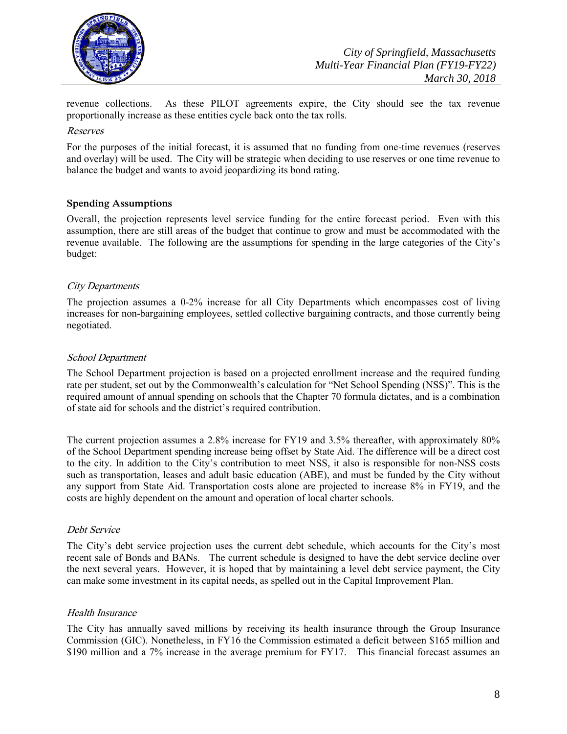revenue collections. As these PILOT agreements expire, the City should see the tax revenue proportionally increase as these entities cycle back onto the tax rolls.

*Reserves*

For the purposes of the initial forecast, it is assumed that no funding from one-time revenues (reserves and overlay) will be used. The City will be strategic when deciding to use reserves or one time revenue to balance the budget and wants to avoid jeopardizing its bond rating.

### Spending Assumptions

Overall, the projection represents level service funding for the entire forecast period. Even with this assumption, there are still areas of the budget that continue to grow and must be accommodated with the revenue available. The following are the assumptions for spending in the large categories of the City's budget:

*City Departments*

The projection assumes a 0-2% increase for all City Departments which encompasses cost of living increases for non-bargaining employees, settled collective bargaining contracts, and those currently being negotiated.

*School Department*

The School Department projection is based on a projected enrollment increase and the required funding rate per student, set out by the Commonwealth's calculation for "Net School Spending (NSS)". This is the required amount of annual spending on schools that the Chapter 70 formula dictates, and is a combination of state aid for schools and the district's required contribution.

The current projection assumes a 2.8% increase for FY19 and 3.5% thereafter, with approximately 80% of the School Department spending increase being offset by State Aid. The difference will be a direct cost to the city. In addition to the City's contribution to meet NSS, it also is responsible for non-NSS costs such as transportation, leases and adult basic education (ABE), and must be funded by the City without any support from State Aid. Transportation costs alone are projected to increase 8% in FY19, and the costs are highly dependent on the amount and operation of local charter schools.

*Debt Service*

The City's debt service projection uses the current debt schedule, which accounts for the City's most recent sale of Bonds and BANs. The current schedule is designed to have the debt service decline over the next several years. However, it is hoped that by maintaining a level debt service payment, the City can make some investment in its capital needs, as spelled out in the Capital Improvement Plan.

*Health Insurance*

The City has annually saved millions by receiving its health insurance through the Group Insurance Commission (GIC). Nonetheless, in FY16 the Commission estimated a deficit between $165 million and $190 million and a 7% increase in the average premium for FY17. This financial forecast assumes an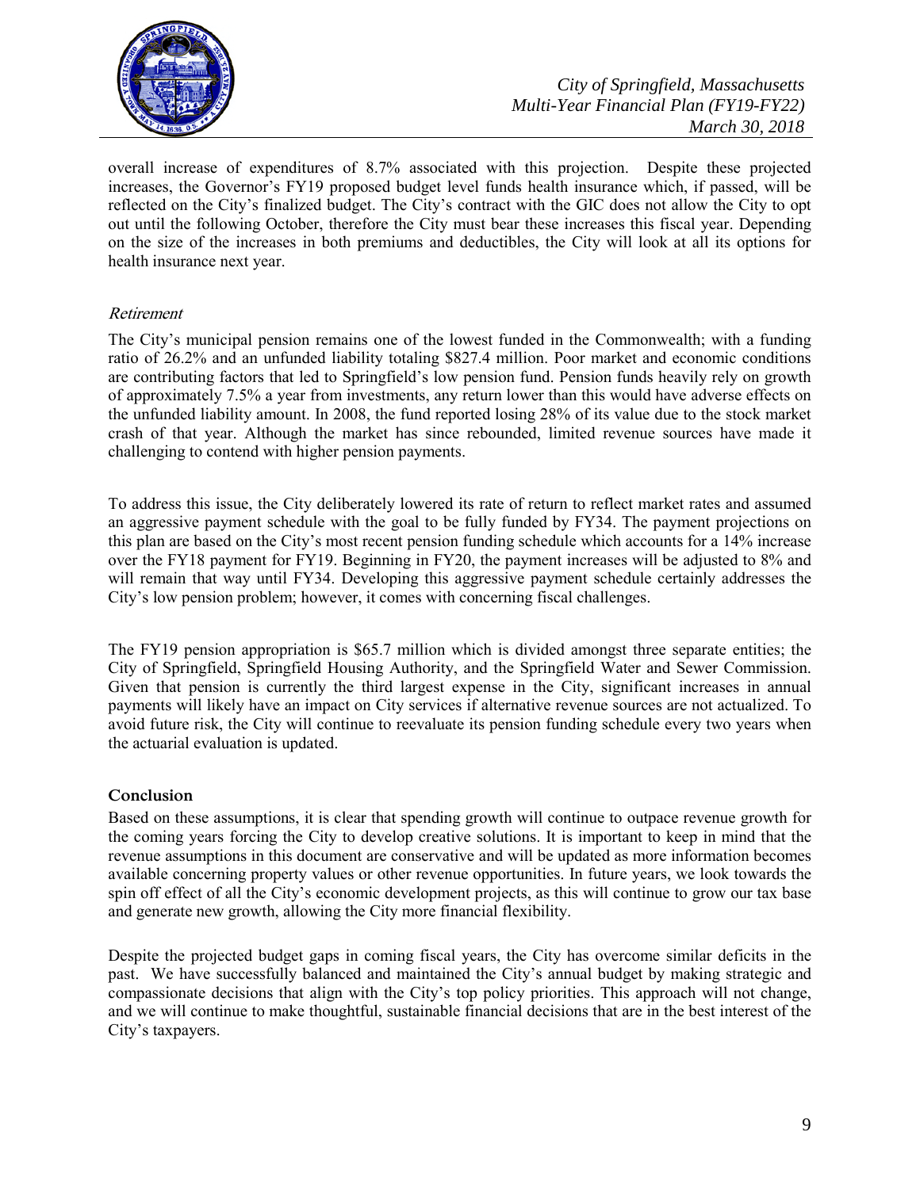overall increase of expenditures of 8.7% associated with this projection. Despite these projected increases, the Governor's FY19 proposed budget level funds health insurance which, if passed, will be reflected on the City's finalized budget. The City's contract with the GIC does not allow the City to opt out until the following October, therefore the City must bear these increases this fiscal year. Depending on the size of the increases in both premiums and deductibles, the City will look at all its options for health insurance next year.

### *Retirement*

The City's municipal pension remains one of the lowest funded in the Commonwealth; with a funding ratio of 26.2% and an unfunded liability totaling $827.4 million. Poor market and economic conditions are contributing factors that led to Springfield's low pension fund. Pension funds heavily rely on growth of approximately 7.5% a year from investments, any return lower than this would have adverse effects on the unfunded liability amount. In 2008, the fund reported losing 28% of its value due to the stock market crash of that year. Although the market has since rebounded, limited revenue sources have made it challenging to contend with higher pension payments.

To address this issue, the City deliberately lowered its rate of return to reflect market rates and assumed an aggressive payment schedule with the goal to be fully funded by FY34. The payment projections on this plan are based on the City's most recent pension funding schedule which accounts for a 14% increase over the FY18 payment for FY19. Beginning in FY20, the payment increases will be adjusted to 8% and will remain that way until FY34. Developing this aggressive payment schedule certainly addresses the City's low pension problem; however, it comes with concerning fiscal challenges.

The FY19 pension appropriation is $65.7 million which is divided amongst three separate entities; the City of Springfield, Springfield Housing Authority, and the Springfield Water and Sewer Commission. Given that pension is currently the third largest expense in the City, significant increases in annual payments will likely have an impact on City services if alternative revenue sources are not actualized. To avoid future risk, the City will continue to reevaluate its pension funding schedule every two years when the actuarial evaluation is updated.

## Conclusion

Based on these assumptions, it is clear that spending growth will continue to outpace revenue growth for the coming years forcing the City to develop creative solutions. It is important to keep in mind that the revenue assumptions in this document are conservative and will be updated as more information becomes available concerning property values or other revenue opportunities. In future years, we look towards the spin off effect of all the City's economic development projects, as this will continue to grow our tax base and generate new growth, allowing the City more financial flexibility.

Despite the projected budget gaps in coming fiscal years, the City has overcome similar deficits in the past. We have successfully balanced and maintained the City's annual budget by making strategic and compassionate decisions that align with the City's top policy priorities. This approach will not change, and we will continue to make thoughtful, sustainable financial decisions that are in the best interest of the City's taxpayers.